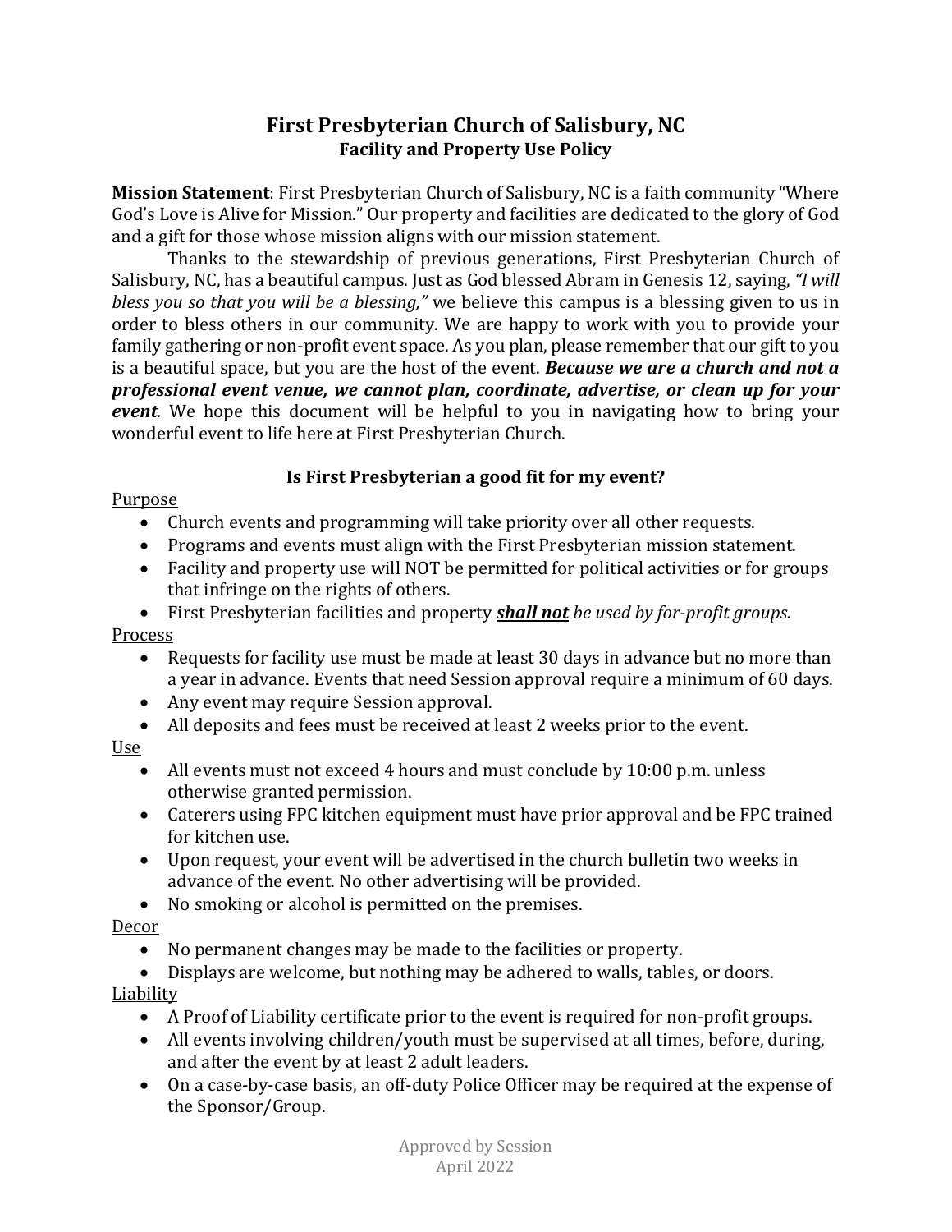# First Presbyterian Church of Salisbury, NC
## Facility and Property Use Policy

**Mission Statement**: First Presbyterian Church of Salisbury, NC is a faith community "Where God's Love is Alive for Mission." Our property and facilities are dedicated to the glory of God and a gift for those whose mission aligns with our mission statement.

Thanks to the stewardship of previous generations, First Presbyterian Church of Salisbury, NC, has a beautiful campus. Just as God blessed Abram in Genesis 12, saying, *"I will bless you so that you will be a blessing,"* we believe this campus is a blessing given to us in order to bless others in our community. We are happy to work with you to provide your family gathering or non-profit event space. As you plan, please remember that our gift to you is a beautiful space, but you are the host of the event. ***Because we are a church and not a professional event venue, we cannot plan, coordinate, advertise, or clean up for your event***. We hope this document will be helpful to you in navigating how to bring your wonderful event to life here at First Presbyterian Church.

### Is First Presbyterian a good fit for my event?

<u>Purpose</u>

- Church events and programming will take priority over all other requests.
- Programs and events must align with the First Presbyterian mission statement.
- Facility and property use will NOT be permitted for political activities or for groups that infringe on the rights of others.
- First Presbyterian facilities and property ***<u>shall not</u>*** *be used by for-profit groups.*

<u>Process</u>

- Requests for facility use must be made at least 30 days in advance but no more than a year in advance. Events that need Session approval require a minimum of 60 days.
- Any event may require Session approval.
- All deposits and fees must be received at least 2 weeks prior to the event.

<u>Use</u>

- All events must not exceed 4 hours and must conclude by 10:00 p.m. unless otherwise granted permission.
- Caterers using FPC kitchen equipment must have prior approval and be FPC trained for kitchen use.
- Upon request, your event will be advertised in the church bulletin two weeks in advance of the event. No other advertising will be provided.
- No smoking or alcohol is permitted on the premises.

<u>Decor</u>

- No permanent changes may be made to the facilities or property.
- Displays are welcome, but nothing may be adhered to walls, tables, or doors.

<u>Liability</u>

- A Proof of Liability certificate prior to the event is required for non-profit groups.
- All events involving children/youth must be supervised at all times, before, during, and after the event by at least 2 adult leaders.
- On a case-by-case basis, an off-duty Police Officer may be required at the expense of the Sponsor/Group.

Approved by Session
April 2022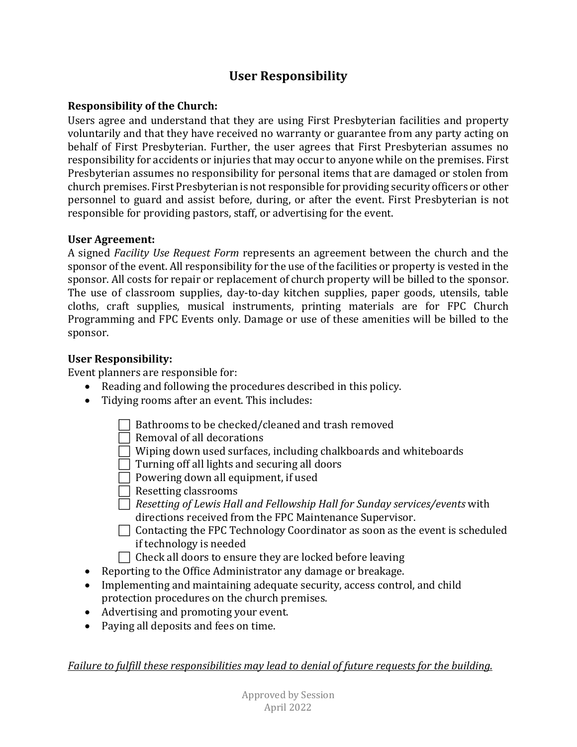# User Responsibility

**Responsibility of the Church:**

Users agree and understand that they are using First Presbyterian facilities and property voluntarily and that they have received no warranty or guarantee from any party acting on behalf of First Presbyterian. Further, the user agrees that First Presbyterian assumes no responsibility for accidents or injuries that may occur to anyone while on the premises. First Presbyterian assumes no responsibility for personal items that are damaged or stolen from church premises. First Presbyterian is not responsible for providing security officers or other personnel to guard and assist before, during, or after the event. First Presbyterian is not responsible for providing pastors, staff, or advertising for the event.

**User Agreement:**

A signed *Facility Use Request Form* represents an agreement between the church and the sponsor of the event. All responsibility for the use of the facilities or property is vested in the sponsor. All costs for repair or replacement of church property will be billed to the sponsor. The use of classroom supplies, day-to-day kitchen supplies, paper goods, utensils, table cloths, craft supplies, musical instruments, printing materials are for FPC Church Programming and FPC Events only. Damage or use of these amenities will be billed to the sponsor.

**User Responsibility:**

Event planners are responsible for:

- Reading and following the procedures described in this policy.
- Tidying rooms after an event. This includes:
  - [ ] Bathrooms to be checked/cleaned and trash removed
  - [ ] Removal of all decorations
  - [ ] Wiping down used surfaces, including chalkboards and whiteboards
  - [ ] Turning off all lights and securing all doors
  - [ ] Powering down all equipment, if used
  - [ ] Resetting classrooms
  - [ ] *Resetting of Lewis Hall and Fellowship Hall for Sunday services/events* with directions received from the FPC Maintenance Supervisor.
  - [ ] Contacting the FPC Technology Coordinator as soon as the event is scheduled if technology is needed
  - [ ] Check all doors to ensure they are locked before leaving
- Reporting to the Office Administrator any damage or breakage.
- Implementing and maintaining adequate security, access control, and child protection procedures on the church premises.
- Advertising and promoting your event.
- Paying all deposits and fees on time.

*<u>Failure to fulfill these responsibilities may lead to denial of future requests for the building.</u>*

Approved by Session
April 2022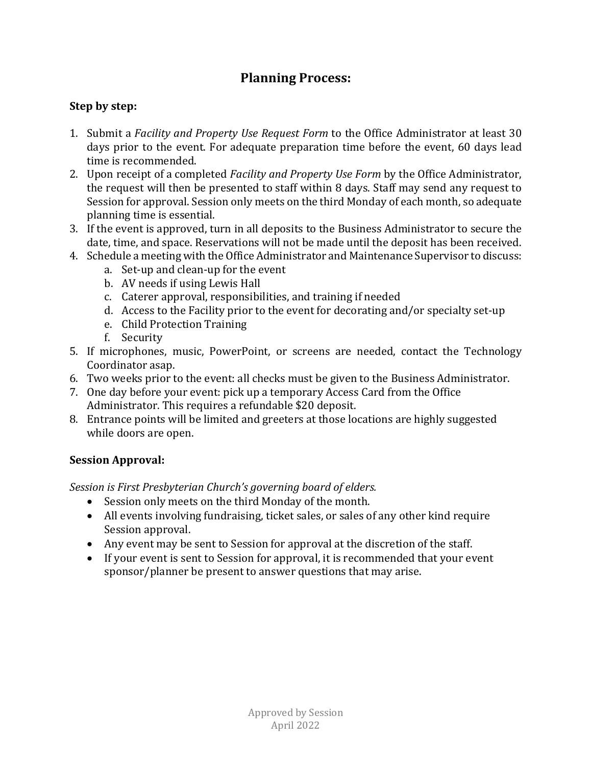## Planning Process:

**Step by step:**

1. Submit a *Facility and Property Use Request Form* to the Office Administrator at least 30 days prior to the event. For adequate preparation time before the event, 60 days lead time is recommended.
2. Upon receipt of a completed *Facility and Property Use Form* by the Office Administrator, the request will then be presented to staff within 8 days. Staff may send any request to Session for approval. Session only meets on the third Monday of each month, so adequate planning time is essential.
3. If the event is approved, turn in all deposits to the Business Administrator to secure the date, time, and space. Reservations will not be made until the deposit has been received.
4. Schedule a meeting with the Office Administrator and Maintenance Supervisor to discuss:
   a. Set-up and clean-up for the event
   b. AV needs if using Lewis Hall
   c. Caterer approval, responsibilities, and training if needed
   d. Access to the Facility prior to the event for decorating and/or specialty set-up
   e. Child Protection Training
   f. Security
5. If microphones, music, PowerPoint, or screens are needed, contact the Technology Coordinator asap.
6. Two weeks prior to the event: all checks must be given to the Business Administrator.
7. One day before your event: pick up a temporary Access Card from the Office Administrator. This requires a refundable $20 deposit.
8. Entrance points will be limited and greeters at those locations are highly suggested while doors are open.

**Session Approval:**

*Session is First Presbyterian Church's governing board of elders.*

- Session only meets on the third Monday of the month.
- All events involving fundraising, ticket sales, or sales of any other kind require Session approval.
- Any event may be sent to Session for approval at the discretion of the staff.
- If your event is sent to Session for approval, it is recommended that your event sponsor/planner be present to answer questions that may arise.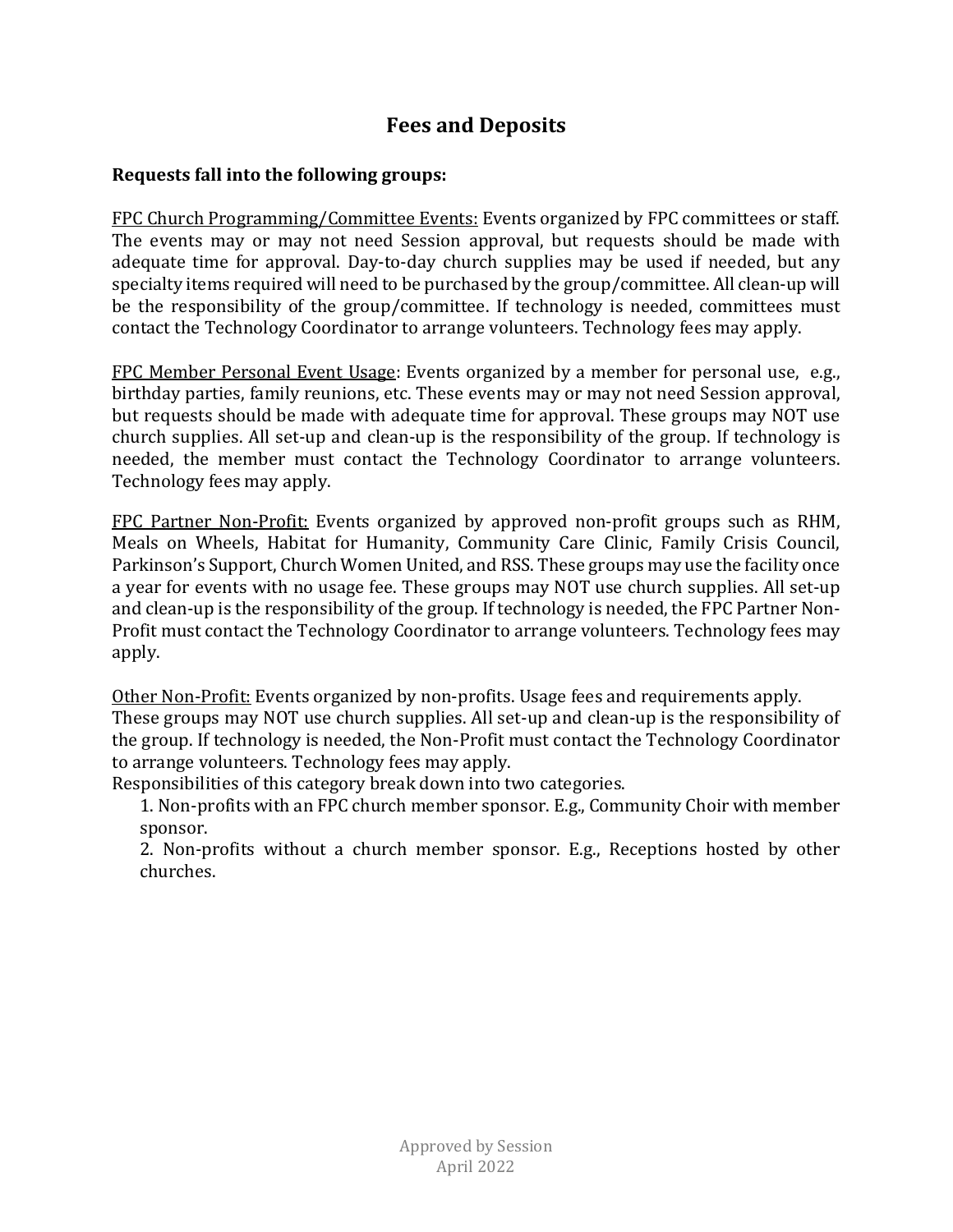## Fees and Deposits

**Requests fall into the following groups:**

<u>FPC Church Programming/Committee Events:</u> Events organized by FPC committees or staff. The events may or may not need Session approval, but requests should be made with adequate time for approval. Day-to-day church supplies may be used if needed, but any specialty items required will need to be purchased by the group/committee. All clean-up will be the responsibility of the group/committee. If technology is needed, committees must contact the Technology Coordinator to arrange volunteers. Technology fees may apply.

<u>FPC Member Personal Event Usage</u>: Events organized by a member for personal use, e.g., birthday parties, family reunions, etc. These events may or may not need Session approval, but requests should be made with adequate time for approval. These groups may NOT use church supplies. All set-up and clean-up is the responsibility of the group. If technology is needed, the member must contact the Technology Coordinator to arrange volunteers. Technology fees may apply.

<u>FPC Partner Non-Profit:</u> Events organized by approved non-profit groups such as RHM, Meals on Wheels, Habitat for Humanity, Community Care Clinic, Family Crisis Council, Parkinson's Support, Church Women United, and RSS. These groups may use the facility once a year for events with no usage fee. These groups may NOT use church supplies. All set-up and clean-up is the responsibility of the group. If technology is needed, the FPC Partner Non-Profit must contact the Technology Coordinator to arrange volunteers. Technology fees may apply.

<u>Other Non-Profit:</u> Events organized by non-profits. Usage fees and requirements apply. These groups may NOT use church supplies. All set-up and clean-up is the responsibility of the group. If technology is needed, the Non-Profit must contact the Technology Coordinator to arrange volunteers. Technology fees may apply.
Responsibilities of this category break down into two categories.

1. Non-profits with an FPC church member sponsor. E.g., Community Choir with member sponsor.
2. Non-profits without a church member sponsor. E.g., Receptions hosted by other churches.

Approved by Session
April 2022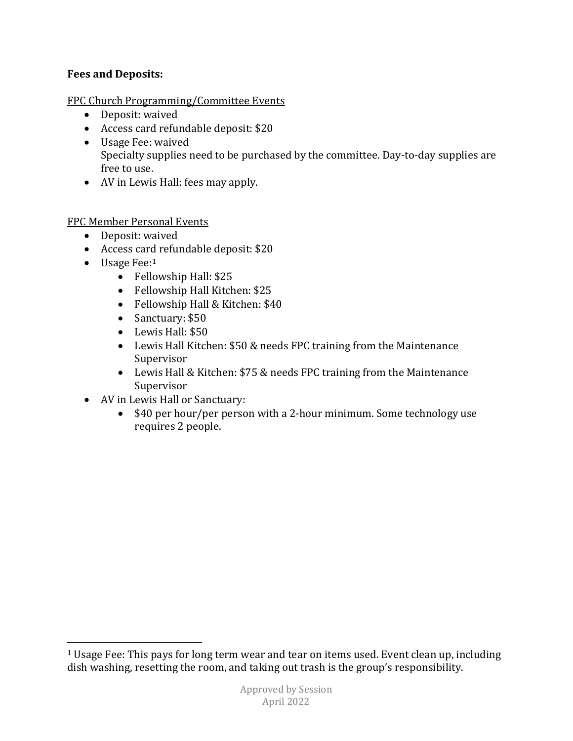**Fees and Deposits:**

FPC Church Programming/Committee Events

- Deposit: waived
- Access card refundable deposit: $20
- Usage Fee: waived
  Specialty supplies need to be purchased by the committee. Day-to-day supplies are free to use.
- AV in Lewis Hall: fees may apply.

FPC Member Personal Events

- Deposit: waived
- Access card refundable deposit: $20
- Usage Fee:[1]
  - Fellowship Hall: $25
  - Fellowship Hall Kitchen: $25
  - Fellowship Hall & Kitchen: $40
  - Sanctuary: $50
  - Lewis Hall: $50
  - Lewis Hall Kitchen: $50 & needs FPC training from the Maintenance Supervisor
  - Lewis Hall & Kitchen: $75 & needs FPC training from the Maintenance Supervisor
- AV in Lewis Hall or Sanctuary:
  - $40 per hour/per person with a 2-hour minimum. Some technology use requires 2 people.

[1] Usage Fee: This pays for long term wear and tear on items used. Event clean up, including dish washing, resetting the room, and taking out trash is the group's responsibility.

Approved by Session
April 2022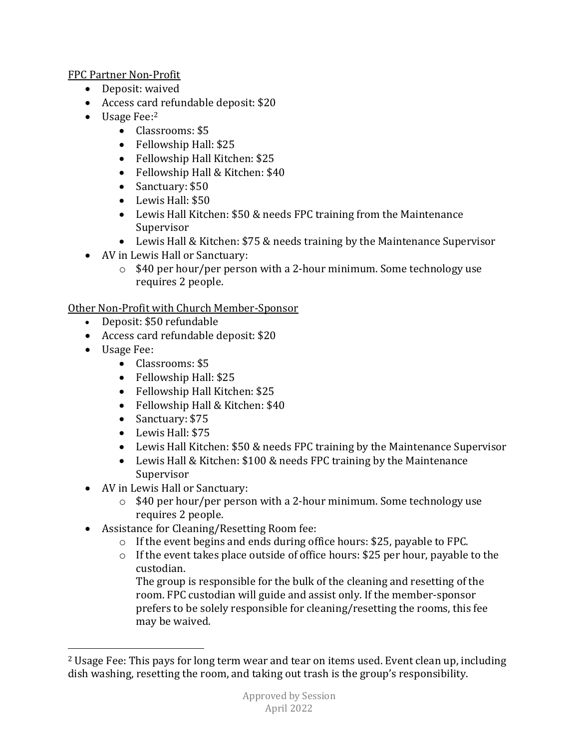FPC Partner Non-Profit

- Deposit: waived
- Access card refundable deposit: $20
- Usage Fee:[2]
  - Classrooms: $5
  - Fellowship Hall: $25
  - Fellowship Hall Kitchen: $25
  - Fellowship Hall & Kitchen: $40
  - Sanctuary: $50
  - Lewis Hall: $50
  - Lewis Hall Kitchen: $50 & needs FPC training from the Maintenance Supervisor
  - Lewis Hall & Kitchen: $75 & needs training by the Maintenance Supervisor
- AV in Lewis Hall or Sanctuary:
  - $40 per hour/per person with a 2-hour minimum. Some technology use requires 2 people.

Other Non-Profit with Church Member-Sponsor

- Deposit: $50 refundable
- Access card refundable deposit: $20
- Usage Fee:
  - Classrooms: $5
  - Fellowship Hall: $25
  - Fellowship Hall Kitchen: $25
  - Fellowship Hall & Kitchen: $40
  - Sanctuary: $75
  - Lewis Hall: $75
  - Lewis Hall Kitchen: $50 & needs FPC training by the Maintenance Supervisor
  - Lewis Hall & Kitchen: $100 & needs FPC training by the Maintenance Supervisor
- AV in Lewis Hall or Sanctuary:
  - $40 per hour/per person with a 2-hour minimum. Some technology use requires 2 people.
- Assistance for Cleaning/Resetting Room fee:
  - If the event begins and ends during office hours: $25, payable to FPC.
  - If the event takes place outside of office hours: $25 per hour, payable to the custodian.

    The group is responsible for the bulk of the cleaning and resetting of the room. FPC custodian will guide and assist only. If the member-sponsor prefers to be solely responsible for cleaning/resetting the rooms, this fee may be waived.

[2] Usage Fee: This pays for long term wear and tear on items used. Event clean up, including dish washing, resetting the room, and taking out trash is the group's responsibility.

Approved by Session
April 2022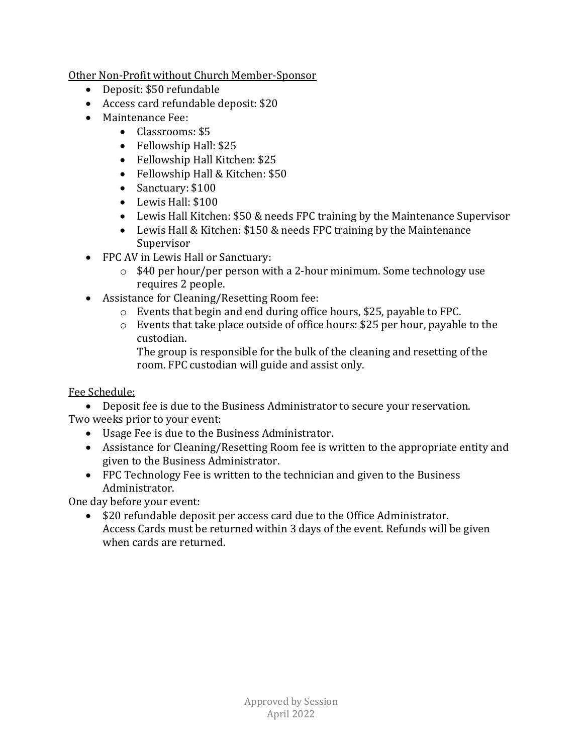Other Non-Profit without Church Member-Sponsor

- Deposit: $50 refundable
- Access card refundable deposit: $20
- Maintenance Fee:
  - Classrooms: $5
  - Fellowship Hall: $25
  - Fellowship Hall Kitchen: $25
  - Fellowship Hall & Kitchen: $50
  - Sanctuary: $100
  - Lewis Hall: $100
  - Lewis Hall Kitchen: $50 & needs FPC training by the Maintenance Supervisor
  - Lewis Hall & Kitchen: $150 & needs FPC training by the Maintenance Supervisor
- FPC AV in Lewis Hall or Sanctuary:
  - $40 per hour/per person with a 2-hour minimum. Some technology use requires 2 people.
- Assistance for Cleaning/Resetting Room fee:
  - Events that begin and end during office hours, $25, payable to FPC.
  - Events that take place outside of office hours: $25 per hour, payable to the custodian.
    The group is responsible for the bulk of the cleaning and resetting of the room. FPC custodian will guide and assist only.

Fee Schedule:

- Deposit fee is due to the Business Administrator to secure your reservation.

Two weeks prior to your event:

- Usage Fee is due to the Business Administrator.
- Assistance for Cleaning/Resetting Room fee is written to the appropriate entity and given to the Business Administrator.
- FPC Technology Fee is written to the technician and given to the Business Administrator.

One day before your event:

- $20 refundable deposit per access card due to the Office Administrator.
  Access Cards must be returned within 3 days of the event. Refunds will be given when cards are returned.

Approved by Session
April 2022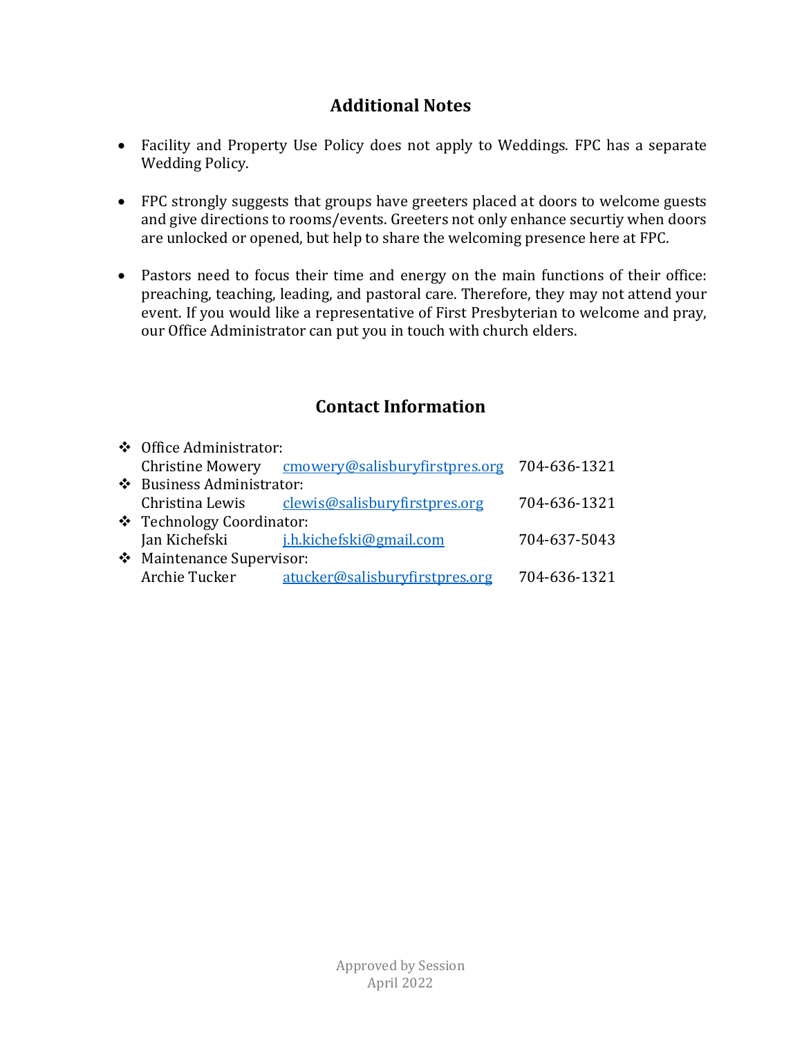## Additional Notes

- Facility and Property Use Policy does not apply to Weddings. FPC has a separate Wedding Policy.

- FPC strongly suggests that groups have greeters placed at doors to welcome guests and give directions to rooms/events. Greeters not only enhance securtiy when doors are unlocked or opened, but help to share the welcoming presence here at FPC.

- Pastors need to focus their time and energy on the main functions of their office: preaching, teaching, leading, and pastoral care. Therefore, they may not attend your event. If you would like a representative of First Presbyterian to welcome and pray, our Office Administrator can put you in touch with church elders.

## Contact Information

- Office Administrator:
  Christine Mowery cmowery@salisburyfirstpres.org 704-636-1321
- Business Administrator:
  Christina Lewis clewis@salisburyfirstpres.org 704-636-1321
- Technology Coordinator:
  Jan Kichefski j.h.kichefski@gmail.com 704-637-5043
- Maintenance Supervisor:
  Archie Tucker atucker@salisburyfirstpres.org 704-636-1321

Approved by Session
April 2022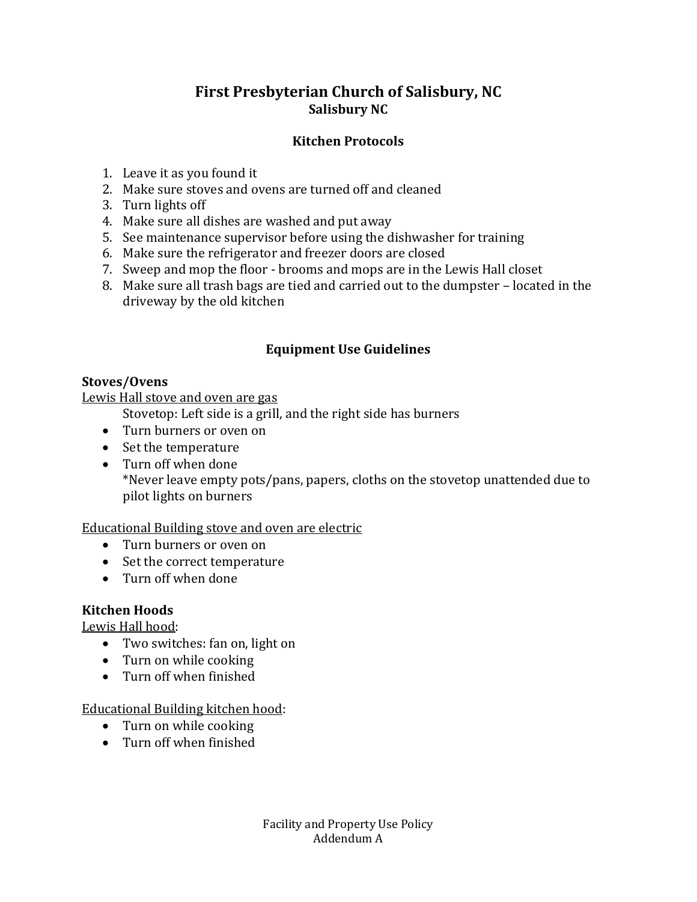# First Presbyterian Church of Salisbury, NC

**Salisbury NC**

## Kitchen Protocols

1. Leave it as you found it
2. Make sure stoves and ovens are turned off and cleaned
3. Turn lights off
4. Make sure all dishes are washed and put away
5. See maintenance supervisor before using the dishwasher for training
6. Make sure the refrigerator and freezer doors are closed
7. Sweep and mop the floor - brooms and mops are in the Lewis Hall closet
8. Make sure all trash bags are tied and carried out to the dumpster – located in the driveway by the old kitchen

## Equipment Use Guidelines

### Stoves/Ovens

<u>Lewis Hall stove and oven are gas</u>

Stovetop: Left side is a grill, and the right side has burners

- Turn burners or oven on
- Set the temperature
- Turn off when done

*Never leave empty pots/pans, papers, cloths on the stovetop unattended due to pilot lights on burners

<u>Educational Building stove and oven are electric</u>

- Turn burners or oven on
- Set the correct temperature
- Turn off when done

### Kitchen Hoods

<u>Lewis Hall hood</u>:

- Two switches: fan on, light on
- Turn on while cooking
- Turn off when finished

<u>Educational Building kitchen hood</u>:

- Turn on while cooking
- Turn off when finished

Facility and Property Use Policy
Addendum A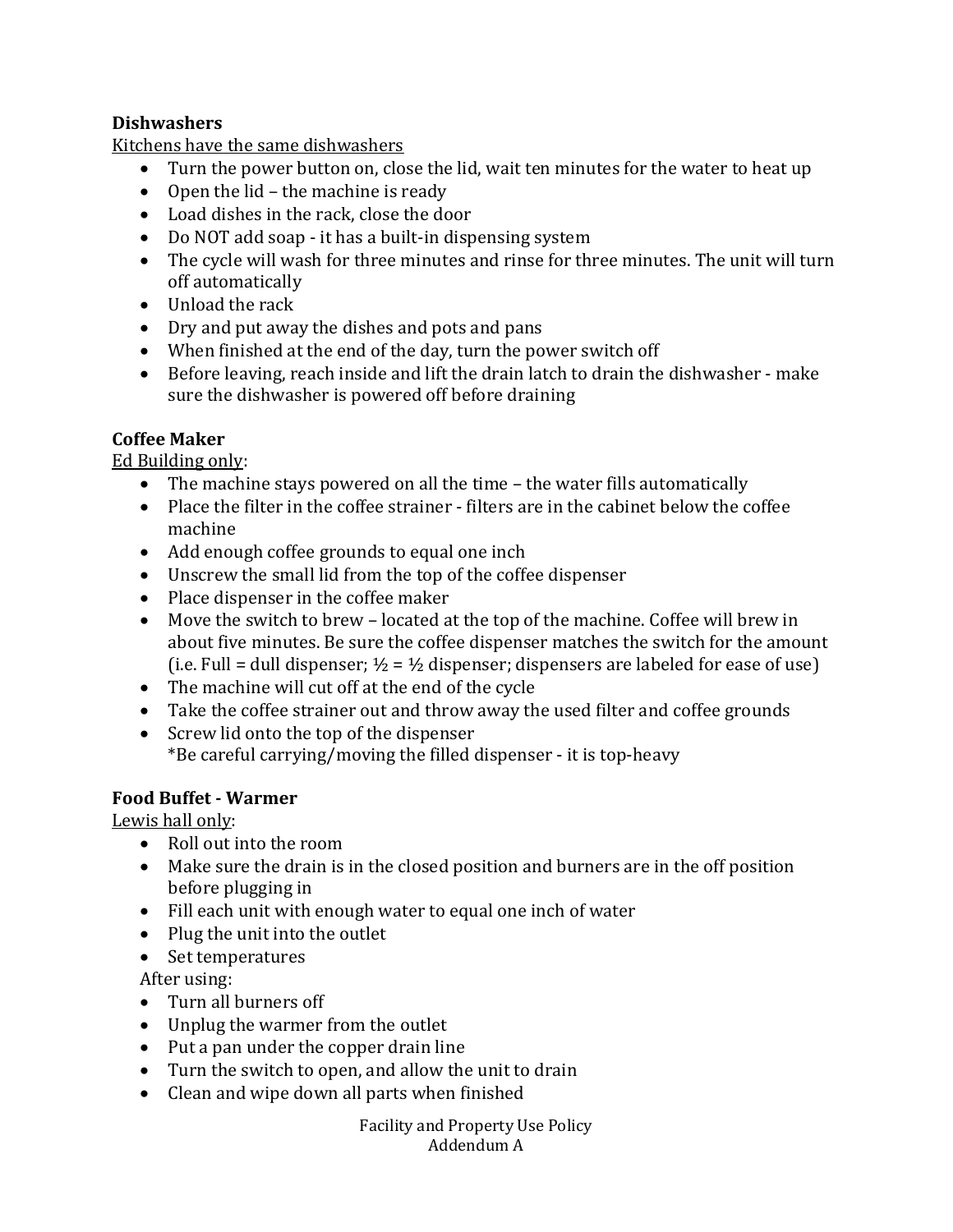**Dishwashers**

Kitchens have the same dishwashers

- Turn the power button on, close the lid, wait ten minutes for the water to heat up
- Open the lid – the machine is ready
- Load dishes in the rack, close the door
- Do NOT add soap - it has a built-in dispensing system
- The cycle will wash for three minutes and rinse for three minutes. The unit will turn off automatically
- Unload the rack
- Dry and put away the dishes and pots and pans
- When finished at the end of the day, turn the power switch off
- Before leaving, reach inside and lift the drain latch to drain the dishwasher - make sure the dishwasher is powered off before draining

**Coffee Maker**

Ed Building only:

- The machine stays powered on all the time – the water fills automatically
- Place the filter in the coffee strainer - filters are in the cabinet below the coffee machine
- Add enough coffee grounds to equal one inch
- Unscrew the small lid from the top of the coffee dispenser
- Place dispenser in the coffee maker
- Move the switch to brew – located at the top of the machine. Coffee will brew in about five minutes. Be sure the coffee dispenser matches the switch for the amount (i.e. Full = dull dispenser; ½ = ½ dispenser; dispensers are labeled for ease of use)
- The machine will cut off at the end of the cycle
- Take the coffee strainer out and throw away the used filter and coffee grounds
- Screw lid onto the top of the dispenser
  *Be careful carrying/moving the filled dispenser - it is top-heavy

**Food Buffet - Warmer**

Lewis hall only:

- Roll out into the room
- Make sure the drain is in the closed position and burners are in the off position before plugging in
- Fill each unit with enough water to equal one inch of water
- Plug the unit into the outlet
- Set temperatures

After using:

- Turn all burners off
- Unplug the warmer from the outlet
- Put a pan under the copper drain line
- Turn the switch to open, and allow the unit to drain
- Clean and wipe down all parts when finished

Facility and Property Use Policy
Addendum A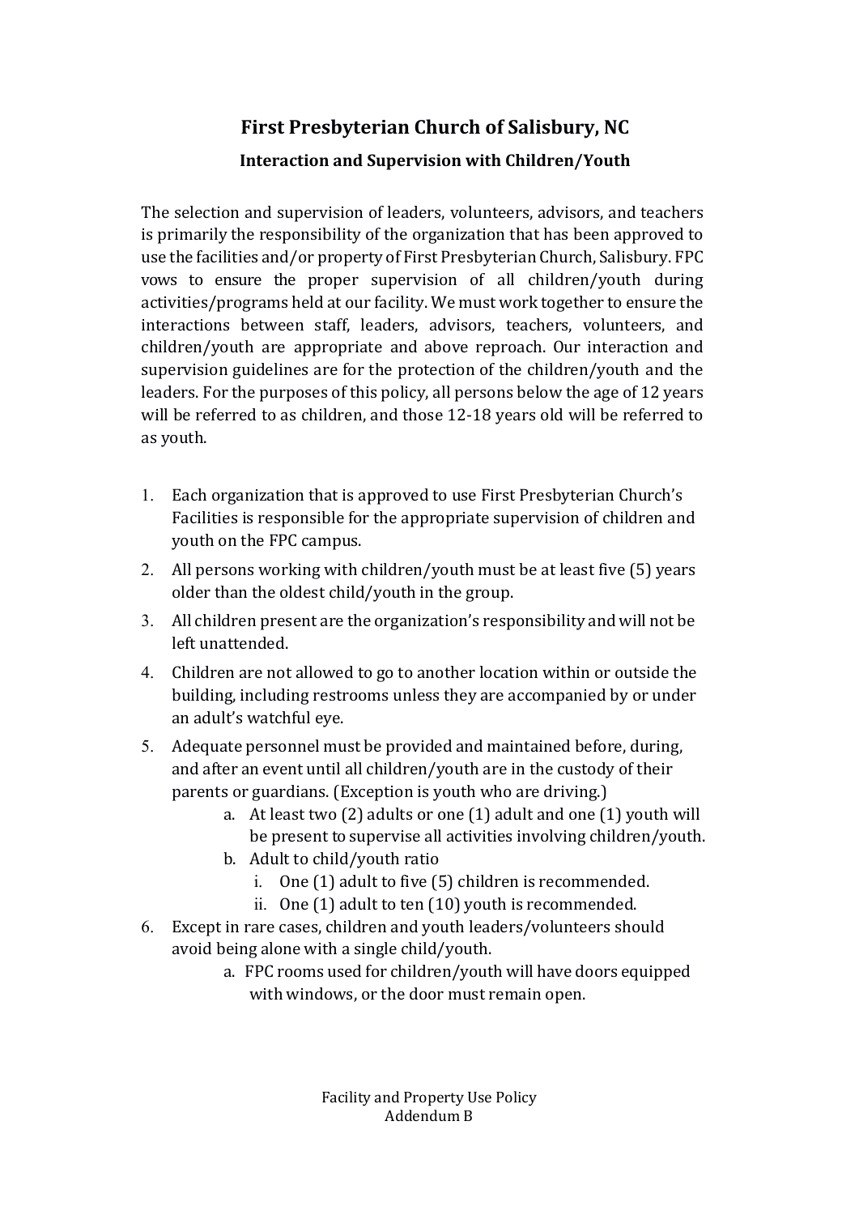# First Presbyterian Church of Salisbury, NC

## Interaction and Supervision with Children/Youth

The selection and supervision of leaders, volunteers, advisors, and teachers is primarily the responsibility of the organization that has been approved to use the facilities and/or property of First Presbyterian Church, Salisbury. FPC vows to ensure the proper supervision of all children/youth during activities/programs held at our facility. We must work together to ensure the interactions between staff, leaders, advisors, teachers, volunteers, and children/youth are appropriate and above reproach. Our interaction and supervision guidelines are for the protection of the children/youth and the leaders. For the purposes of this policy, all persons below the age of 12 years will be referred to as children, and those 12-18 years old will be referred to as youth.

1. Each organization that is approved to use First Presbyterian Church's Facilities is responsible for the appropriate supervision of children and youth on the FPC campus.
2. All persons working with children/youth must be at least five (5) years older than the oldest child/youth in the group.
3. All children present are the organization's responsibility and will not be left unattended.
4. Children are not allowed to go to another location within or outside the building, including restrooms unless they are accompanied by or under an adult's watchful eye.
5. Adequate personnel must be provided and maintained before, during, and after an event until all children/youth are in the custody of their parents or guardians. (Exception is youth who are driving.)
    a. At least two (2) adults or one (1) adult and one (1) youth will be present to supervise all activities involving children/youth.
    b. Adult to child/youth ratio
        i. One (1) adult to five (5) children is recommended.
        ii. One (1) adult to ten (10) youth is recommended.
6. Except in rare cases, children and youth leaders/volunteers should avoid being alone with a single child/youth.
    a. FPC rooms used for children/youth will have doors equipped with windows, or the door must remain open.

Facility and Property Use Policy
Addendum B